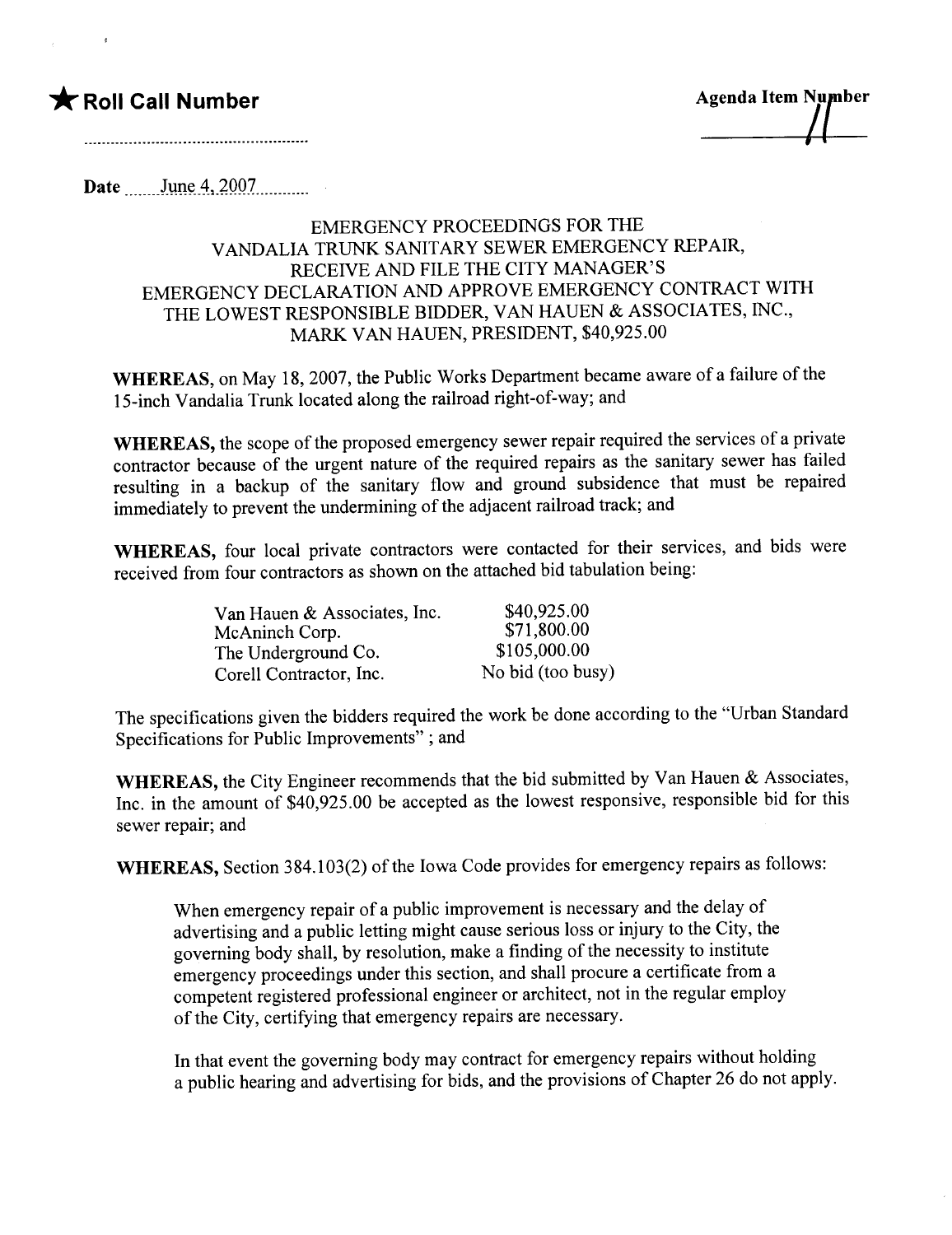★ **Roll Call Number** ..................................................

**Agenda Item Number**
11

**Date** June 4, 2007

EMERGENCY PROCEEDINGS FOR THE
VANDALIA TRUNK SANITARY SEWER EMERGENCY REPAIR,
RECEIVE AND FILE THE CITY MANAGER'S
EMERGENCY DECLARATION AND APPROVE EMERGENCY CONTRACT WITH
THE LOWEST RESPONSIBLE BIDDER, VAN HAUEN & ASSOCIATES, INC.,
MARK VAN HAUEN, PRESIDENT, $40,925.00

**WHEREAS,** on May 18, 2007, the Public Works Department became aware of a failure of the 15-inch Vandalia Trunk located along the railroad right-of-way; and

**WHEREAS,** the scope of the proposed emergency sewer repair required the services of a private contractor because of the urgent nature of the required repairs as the sanitary sewer has failed resulting in a backup of the sanitary flow and ground subsidence that must be repaired immediately to prevent the undermining of the adjacent railroad track; and

**WHEREAS,** four local private contractors were contacted for their services, and bids were received from four contractors as shown on the attached bid tabulation being:

| | |
|---|---|
| Van Hauen & Associates, Inc. | $40,925.00 |
| McAninch Corp. | $71,800.00 |
| The Underground Co. | $105,000.00 |
| Corell Contractor, Inc. | No bid (too busy) |

The specifications given the bidders required the work be done according to the "Urban Standard Specifications for Public Improvements" ; and

**WHEREAS,** the City Engineer recommends that the bid submitted by Van Hauen & Associates, Inc. in the amount of $40,925.00 be accepted as the lowest responsive, responsible bid for this sewer repair; and

**WHEREAS,** Section 384.103(2) of the Iowa Code provides for emergency repairs as follows:

> When emergency repair of a public improvement is necessary and the delay of advertising and a public letting might cause serious loss or injury to the City, the governing body shall, by resolution, make a finding of the necessity to institute emergency proceedings under this section, and shall procure a certificate from a competent registered professional engineer or architect, not in the regular employ of the City, certifying that emergency repairs are necessary.
>
> In that event the governing body may contract for emergency repairs without holding a public hearing and advertising for bids, and the provisions of Chapter 26 do not apply.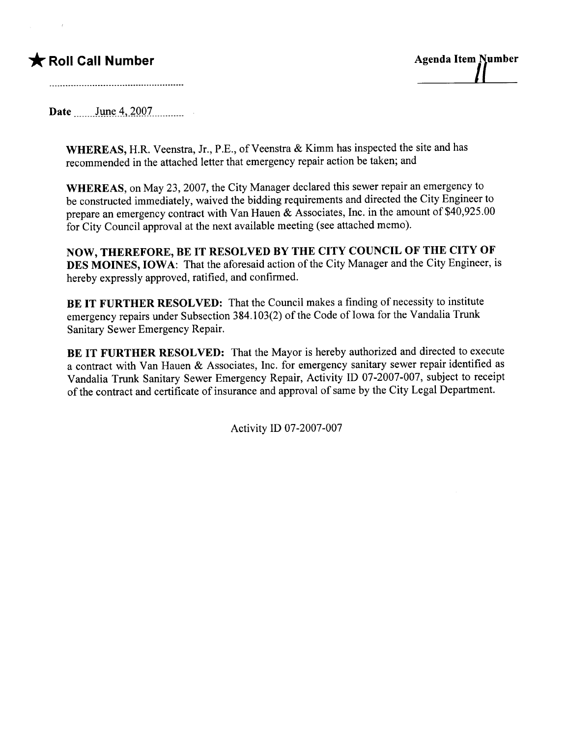★ **Roll Call Number**

**Agenda Item Number**
11

**Date** June 4, 2007

**WHEREAS,** H.R. Veenstra, Jr., P.E., of Veenstra & Kimm has inspected the site and has recommended in the attached letter that emergency repair action be taken; and

**WHEREAS,** on May 23, 2007, the City Manager declared this sewer repair an emergency to be constructed immediately, waived the bidding requirements and directed the City Engineer to prepare an emergency contract with Van Hauen & Associates, Inc. in the amount of $40,925.00 for City Council approval at the next available meeting (see attached memo).

**NOW, THEREFORE, BE IT RESOLVED BY THE CITY COUNCIL OF THE CITY OF DES MOINES, IOWA:** That the aforesaid action of the City Manager and the City Engineer, is hereby expressly approved, ratified, and confirmed.

**BE IT FURTHER RESOLVED:** That the Council makes a finding of necessity to institute emergency repairs under Subsection 384.103(2) of the Code of Iowa for the Vandalia Trunk Sanitary Sewer Emergency Repair.

**BE IT FURTHER RESOLVED:** That the Mayor is hereby authorized and directed to execute a contract with Van Hauen & Associates, Inc. for emergency sanitary sewer repair identified as Vandalia Trunk Sanitary Sewer Emergency Repair, Activity ID 07-2007-007, subject to receipt of the contract and certificate of insurance and approval of same by the City Legal Department.

Activity ID 07-2007-007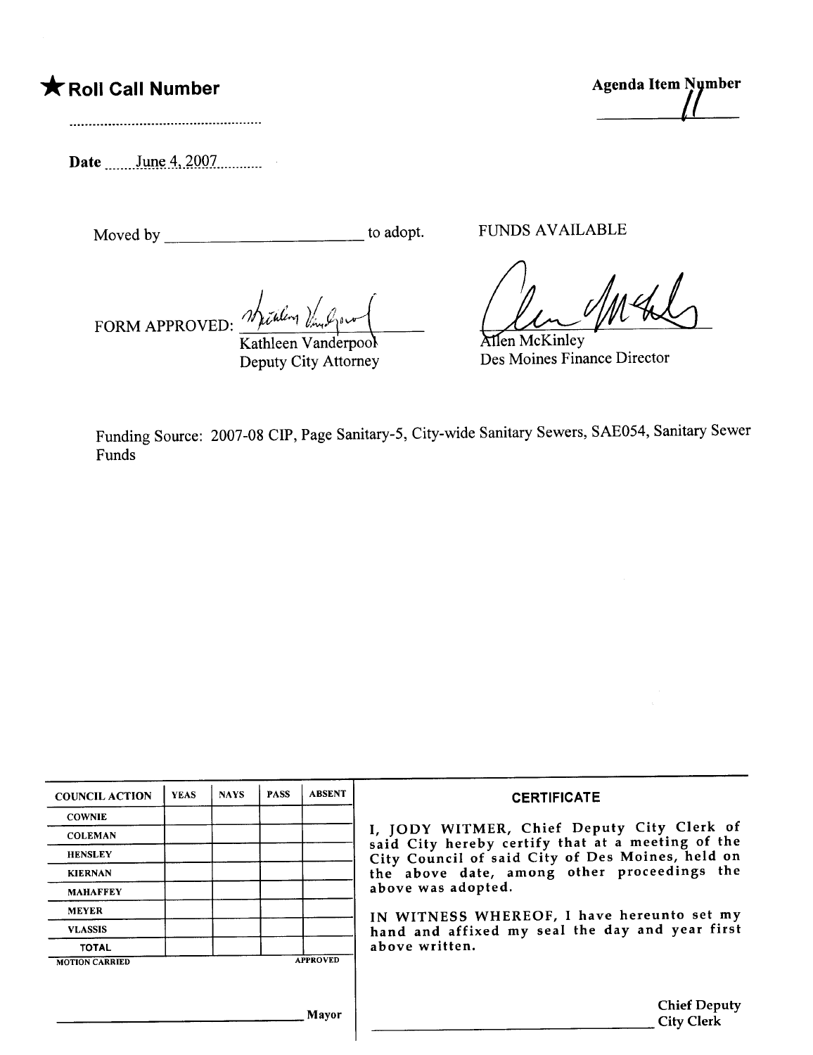★ **Roll Call Number**

..................................................

**Date** June 4, 2007

**Agenda Item Number**

11

Moved by ________________________ to adopt.

FORM APPROVED: Kathleen Vanderpool
Kathleen Vanderpool
Deputy City Attorney

FUNDS AVAILABLE

Allen McKinley
Allen McKinley
Des Moines Finance Director

Funding Source: 2007-08 CIP, Page Sanitary-5, City-wide Sanitary Sewers, SAE054, Sanitary Sewer Funds

| COUNCIL ACTION | YEAS | NAYS | PASS | ABSENT |
|---|---|---|---|---|
| COWNIE | | | | |
| COLEMAN | | | | |
| HENSLEY | | | | |
| KIERNAN | | | | |
| MAHAFFEY | | | | |
| MEYER | | | | |
| VLASSIS | | | | |
| TOTAL | | | | |
| MOTION CARRIED | | | | APPROVED |

________________________________ Mayor

**CERTIFICATE**

I, JODY WITMER, Chief Deputy City Clerk of said City hereby certify that at a meeting of the City Council of said City of Des Moines, held on the above date, among other proceedings the above was adopted.

IN WITNESS WHEREOF, I have hereunto set my hand and affixed my seal the day and year first above written.

________________________________ Chief Deputy City Clerk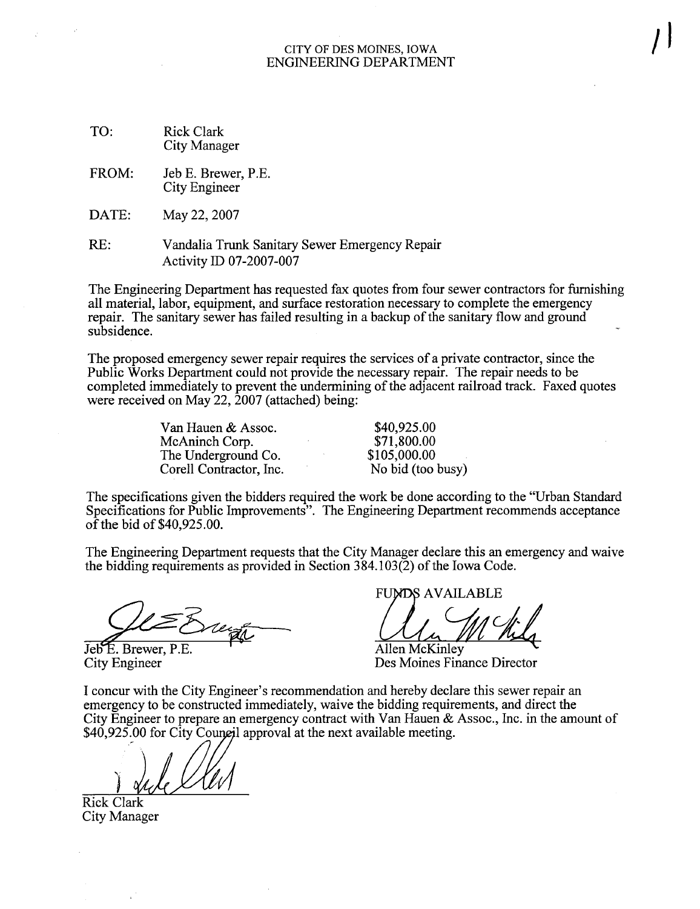CITY OF DES MOINES, IOWA
ENGINEERING DEPARTMENT

TO: Rick Clark
City Manager

FROM: Jeb E. Brewer, P.E.
City Engineer

DATE: May 22, 2007

RE: Vandalia Trunk Sanitary Sewer Emergency Repair
Activity ID 07-2007-007

The Engineering Department has requested fax quotes from four sewer contractors for furnishing all material, labor, equipment, and surface restoration necessary to complete the emergency repair. The sanitary sewer has failed resulting in a backup of the sanitary flow and ground subsidence.

The proposed emergency sewer repair requires the services of a private contractor, since the Public Works Department could not provide the necessary repair. The repair needs to be completed immediately to prevent the undermining of the adjacent railroad track. Faxed quotes were received on May 22, 2007 (attached) being:

| | |
|---|---|
| Van Hauen & Assoc. | $40,925.00 |
| McAninch Corp. | $71,800.00 |
| The Underground Co. | $105,000.00 |
| Corell Contractor, Inc. | No bid (too busy) |

The specifications given the bidders required the work be done according to the "Urban Standard Specifications for Public Improvements". The Engineering Department recommends acceptance of the bid of $40,925.00.

The Engineering Department requests that the City Manager declare this an emergency and waive the bidding requirements as provided in Section 384.103(2) of the Iowa Code.

Jeb E. Brewer, P.E.
City Engineer

FUNDS AVAILABLE

Allen McKinley
Des Moines Finance Director

I concur with the City Engineer's recommendation and hereby declare this sewer repair an emergency to be constructed immediately, waive the bidding requirements, and direct the City Engineer to prepare an emergency contract with Van Hauen & Assoc., Inc. in the amount of $40,925.00 for City Council approval at the next available meeting.

Rick Clark
City Manager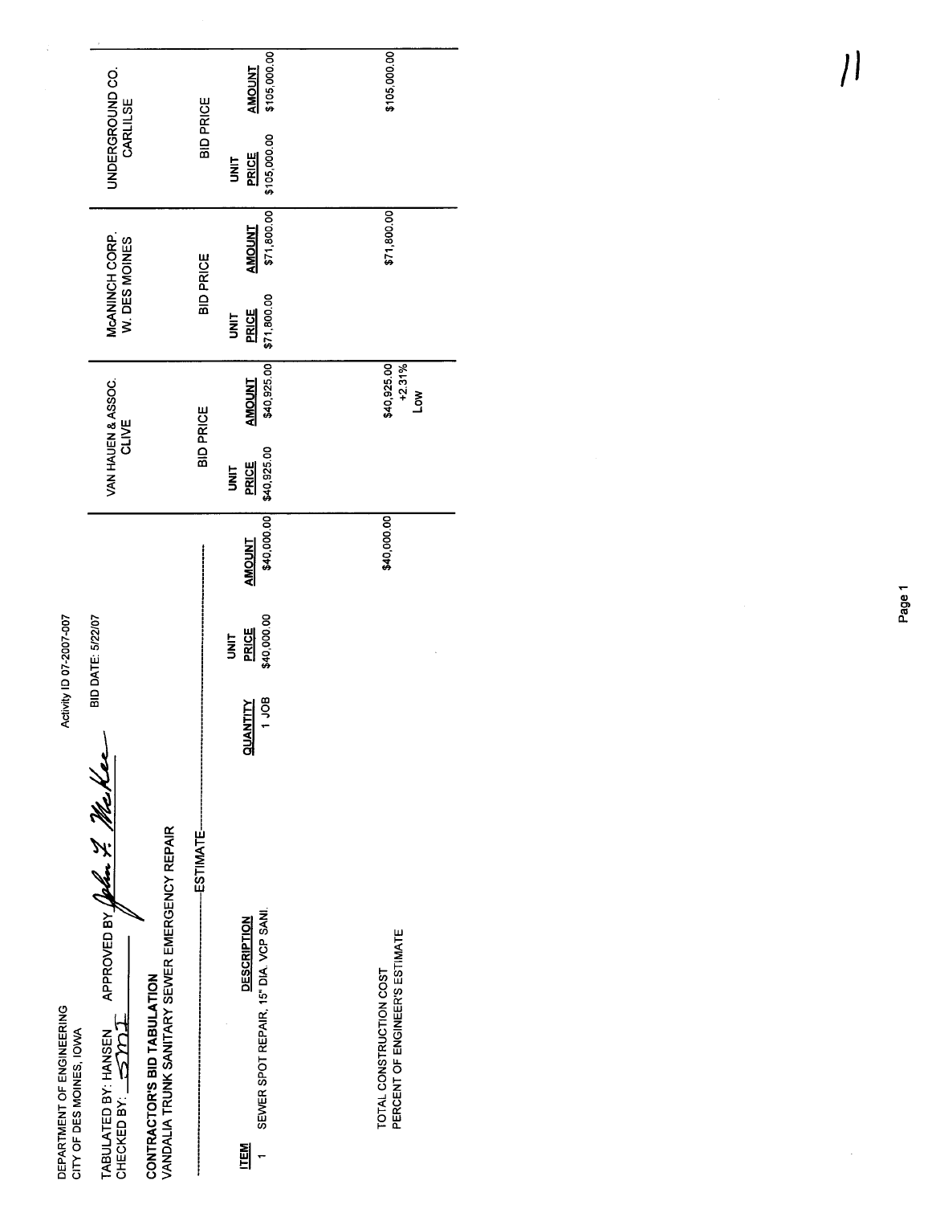DEPARTMENT OF ENGINEERING
CITY OF DES MOINES, IOWA

Activity ID 07-2007-007

TABULATED BY: HANSEN APPROVED BY *John F. McKee* BID DATE: 5/22/07
CHECKED BY: SMI

**CONTRACTOR'S BID TABULATION**
VANDALIA TRUNK SANITARY SEWER EMERGENCY REPAIR

| | | ESTIMATE | | | VAN HAUEN & ASSOC. CLIVE | | McANINCH CORP. W. DES MOINES | | UNDERGROUND CO. CARLILSE | |
|---|---|---|---|---|---|---|---|---|---|---|
| | | | | | BID PRICE | | BID PRICE | | BID PRICE | |
| **ITEM** | **DESCRIPTION** | **QUANTITY** | **UNIT PRICE** | **AMOUNT** | **UNIT PRICE** | **AMOUNT** | **UNIT PRICE** | **AMOUNT** | **UNIT PRICE** | **AMOUNT** |
| 1 | SEWER SPOT REPAIR, 15" DIA. VCP SANI. | 1 JOB | $40,000.00 | $40,000.00 | $40,925.00 | $40,925.00 | $71,800.00 | $71,800.00 | $105,000.00 | $105,000.00 |
| | TOTAL CONSTRUCTION COST | | | $40,000.00 | | $40,925.00 | | $71,800.00 | | $105,000.00 |
| | PERCENT OF ENGINEER'S ESTIMATE | | | | | +2.31% | | | | |
| | | | | | | Low | | | | |